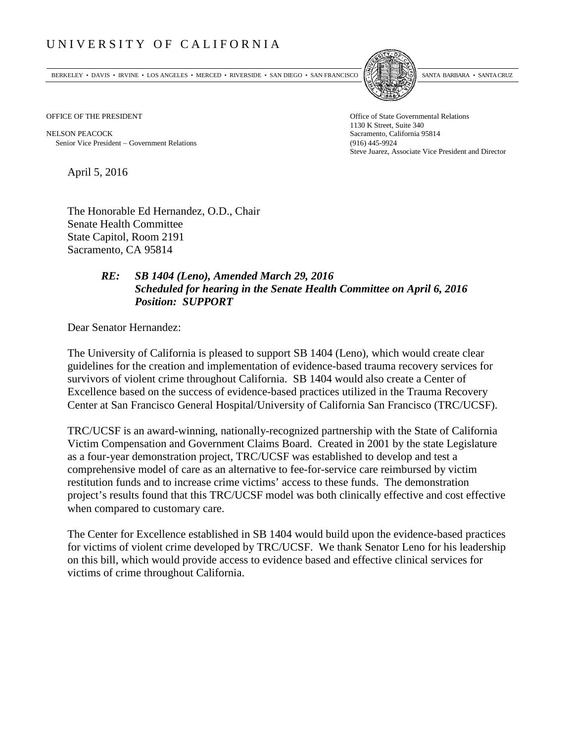# UNIVERSITY OF CALIFORNIA

BERKELEY • DAVIS • IRVINE • LOS ANGELES • MERCED • RIVERSIDE • SAN DIEGO • SAN FRANCISCO SANTA BARBARA • SANTA CRUZ

OFFICE OF THE PRESIDENT

NELSON PEACOCK
Senior Vice President – Government Relations

Office of State Governmental Relations
1130 K Street, Suite 340
Sacramento, California 95814
(916) 445-9924
Steve Juarez, Associate Vice President and Director

April 5, 2016

The Honorable Ed Hernandez, O.D., Chair
Senate Health Committee
State Capitol, Room 2191
Sacramento, CA 95814

***RE: SB 1404 (Leno), Amended March 29, 2016***
***Scheduled for hearing in the Senate Health Committee on April 6, 2016***
***Position: SUPPORT***

Dear Senator Hernandez:

The University of California is pleased to support SB 1404 (Leno), which would create clear guidelines for the creation and implementation of evidence-based trauma recovery services for survivors of violent crime throughout California. SB 1404 would also create a Center of Excellence based on the success of evidence-based practices utilized in the Trauma Recovery Center at San Francisco General Hospital/University of California San Francisco (TRC/UCSF).

TRC/UCSF is an award-winning, nationally-recognized partnership with the State of California Victim Compensation and Government Claims Board. Created in 2001 by the state Legislature as a four-year demonstration project, TRC/UCSF was established to develop and test a comprehensive model of care as an alternative to fee-for-service care reimbursed by victim restitution funds and to increase crime victims' access to these funds. The demonstration project's results found that this TRC/UCSF model was both clinically effective and cost effective when compared to customary care.

The Center for Excellence established in SB 1404 would build upon the evidence-based practices for victims of violent crime developed by TRC/UCSF. We thank Senator Leno for his leadership on this bill, which would provide access to evidence based and effective clinical services for victims of crime throughout California.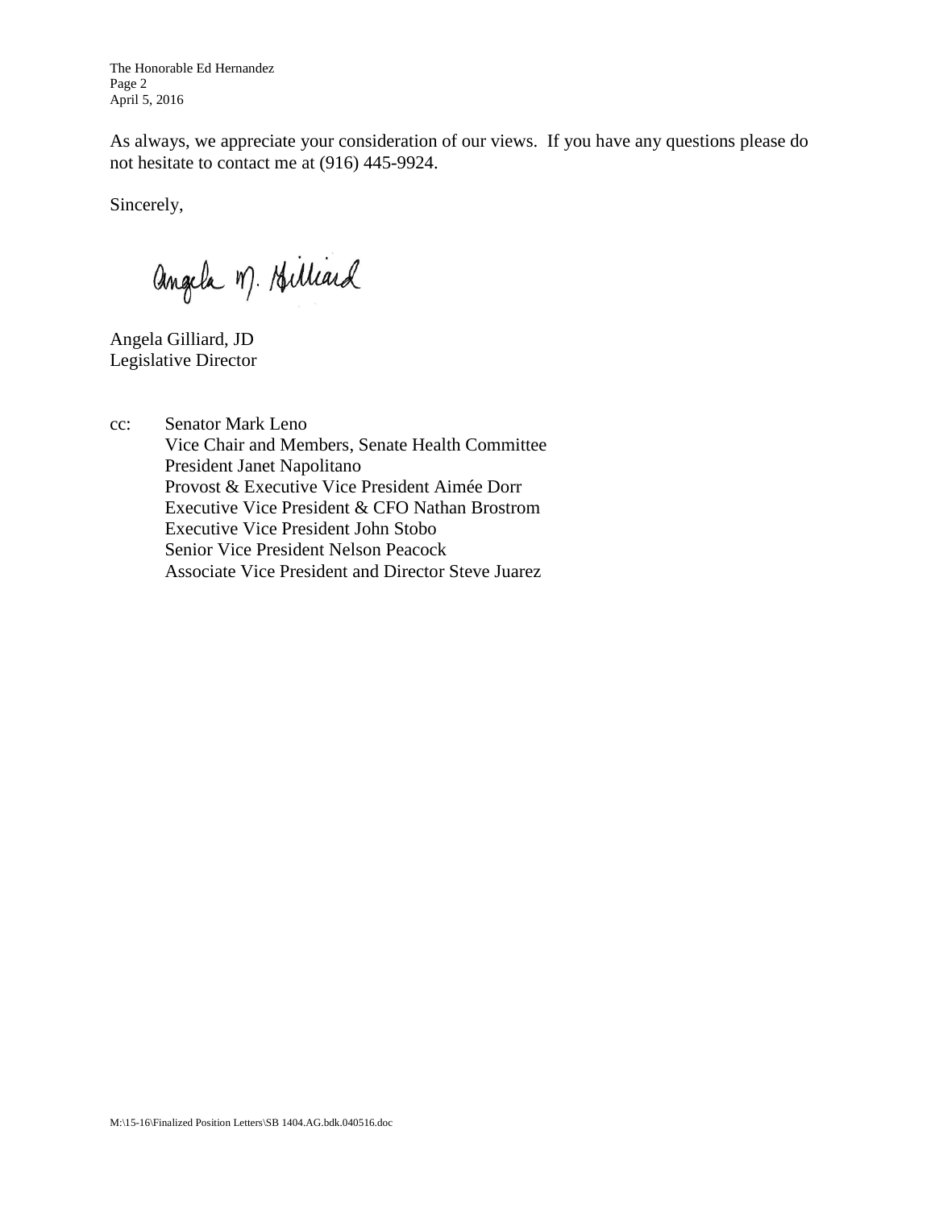As always, we appreciate your consideration of our views. If you have any questions please do not hesitate to contact me at (916) 445-9924.

Sincerely,

Angela M. Gilliard

Angela Gilliard, JD
Legislative Director

cc: Senator Mark Leno
Vice Chair and Members, Senate Health Committee
President Janet Napolitano
Provost & Executive Vice President Aimée Dorr
Executive Vice President & CFO Nathan Brostrom
Executive Vice President John Stobo
Senior Vice President Nelson Peacock
Associate Vice President and Director Steve Juarez

M:\15-16\Finalized Position Letters\SB 1404.AG.bdk.040516.doc